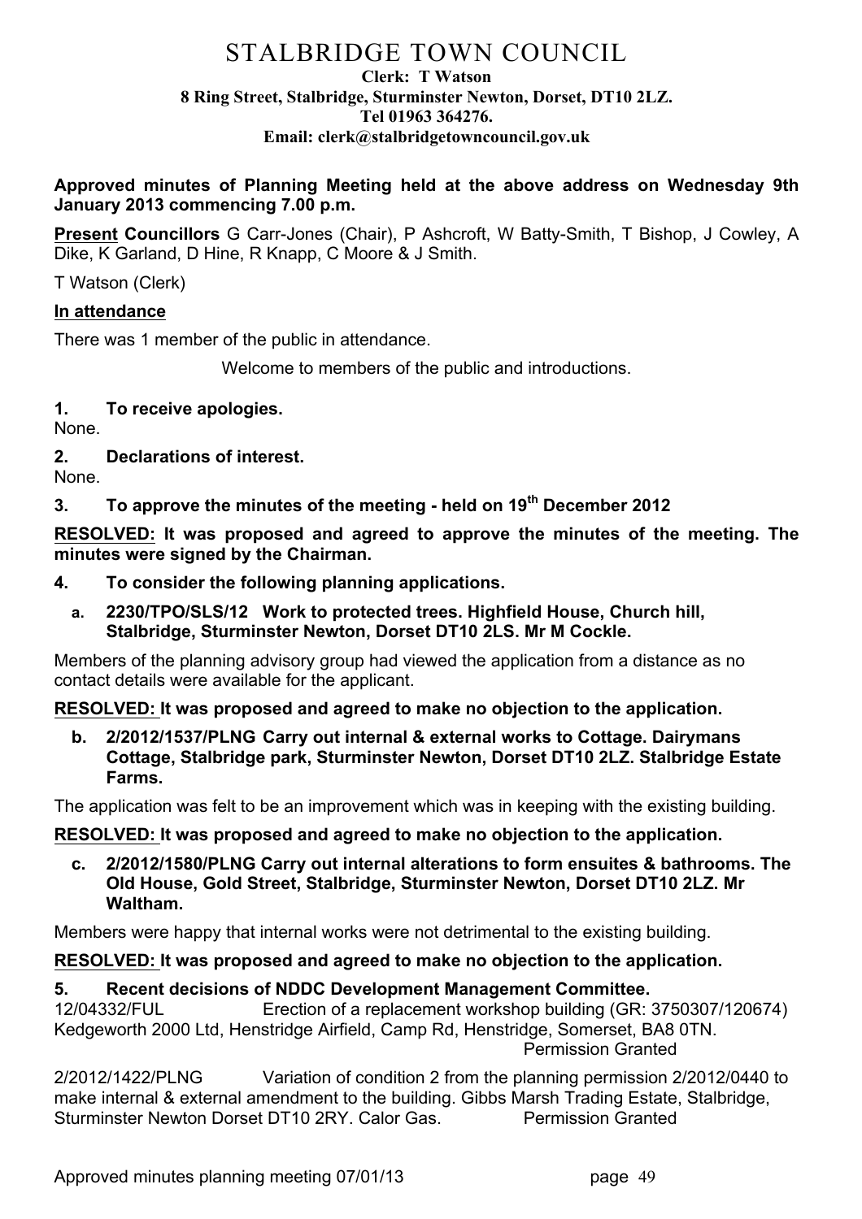# STALBRIDGE TOWN COUNCIL

**Clerk: T Watson**
**8 Ring Street, Stalbridge, Sturminster Newton, Dorset, DT10 2LZ.**
**Tel 01963 364276.**
**Email: clerk@stalbridgetowncouncil.gov.uk**

**Approved minutes of Planning Meeting held at the above address on Wednesday 9th January 2013 commencing 7.00 p.m.**

**Present Councillors** G Carr-Jones (Chair), P Ashcroft, W Batty-Smith, T Bishop, J Cowley, A Dike, K Garland, D Hine, R Knapp, C Moore & J Smith.

T Watson (Clerk)

**In attendance**

There was 1 member of the public in attendance.

Welcome to members of the public and introductions.

**1. To receive apologies.**

None.

**2. Declarations of interest.**

None.

**3. To approve the minutes of the meeting - held on 19th December 2012**

**RESOLVED: It was proposed and agreed to approve the minutes of the meeting. The minutes were signed by the Chairman.**

**4. To consider the following planning applications.**

**a. 2230/TPO/SLS/12 Work to protected trees. Highfield House, Church hill, Stalbridge, Sturminster Newton, Dorset DT10 2LS. Mr M Cockle.**

Members of the planning advisory group had viewed the application from a distance as no contact details were available for the applicant.

**RESOLVED: It was proposed and agreed to make no objection to the application.**

**b. 2/2012/1537/PLNG Carry out internal & external works to Cottage. Dairymans Cottage, Stalbridge park, Sturminster Newton, Dorset DT10 2LZ. Stalbridge Estate Farms.**

The application was felt to be an improvement which was in keeping with the existing building.

**RESOLVED: It was proposed and agreed to make no objection to the application.**

**c. 2/2012/1580/PLNG Carry out internal alterations to form ensuites & bathrooms. The Old House, Gold Street, Stalbridge, Sturminster Newton, Dorset DT10 2LZ. Mr Waltham.**

Members were happy that internal works were not detrimental to the existing building.

**RESOLVED: It was proposed and agreed to make no objection to the application.**

**5. Recent decisions of NDDC Development Management Committee.**

12/04332/FUL Erection of a replacement workshop building (GR: 3750307/120674) Kedgeworth 2000 Ltd, Henstridge Airfield, Camp Rd, Henstridge, Somerset, BA8 0TN. Permission Granted

2/2012/1422/PLNG Variation of condition 2 from the planning permission 2/2012/0440 to make internal & external amendment to the building. Gibbs Marsh Trading Estate, Stalbridge, Sturminster Newton Dorset DT10 2RY. Calor Gas. Permission Granted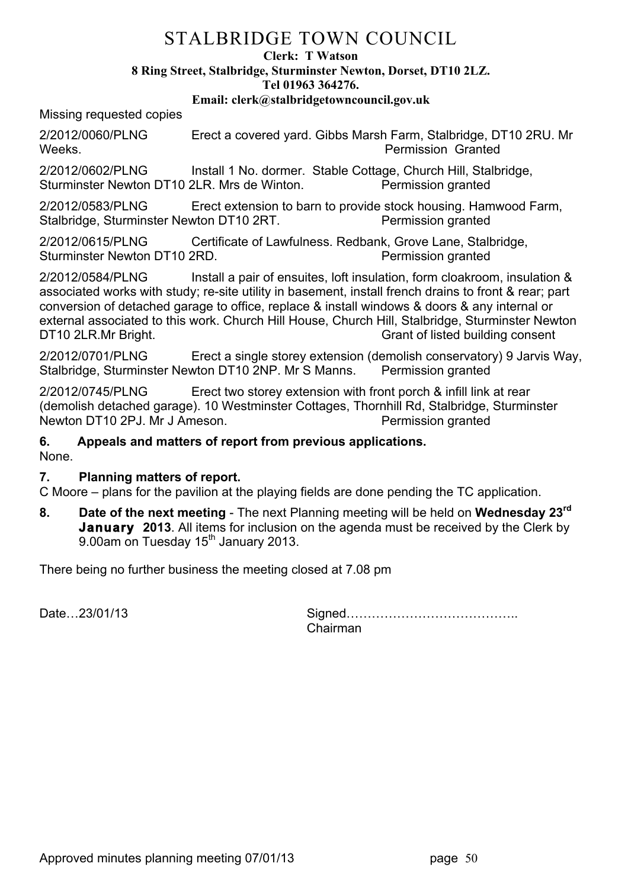# STALBRIDGE TOWN COUNCIL

**Clerk: T Watson**
**8 Ring Street, Stalbridge, Sturminster Newton, Dorset, DT10 2LZ.**
**Tel 01963 364276.**
**Email: clerk@stalbridgetowncouncil.gov.uk**

Missing requested copies

2/2012/0060/PLNG Erect a covered yard. Gibbs Marsh Farm, Stalbridge, DT10 2RU. Mr Weeks. Permission Granted

2/2012/0602/PLNG Install 1 No. dormer. Stable Cottage, Church Hill, Stalbridge, Sturminster Newton DT10 2LR. Mrs de Winton. Permission granted

2/2012/0583/PLNG Erect extension to barn to provide stock housing. Hamwood Farm, Stalbridge, Sturminster Newton DT10 2RT. Permission granted

2/2012/0615/PLNG Certificate of Lawfulness. Redbank, Grove Lane, Stalbridge, Sturminster Newton DT10 2RD. Permission granted

2/2012/0584/PLNG Install a pair of ensuites, loft insulation, form cloakroom, insulation & associated works with study; re-site utility in basement, install french drains to front & rear; part conversion of detached garage to office, replace & install windows & doors & any internal or external associated to this work. Church Hill House, Church Hill, Stalbridge, Sturminster Newton DT10 2LR.Mr Bright. Grant of listed building consent

2/2012/0701/PLNG Erect a single storey extension (demolish conservatory) 9 Jarvis Way, Stalbridge, Sturminster Newton DT10 2NP. Mr S Manns. Permission granted

2/2012/0745/PLNG Erect two storey extension with front porch & infill link at rear (demolish detached garage). 10 Westminster Cottages, Thornhill Rd, Stalbridge, Sturminster Newton DT10 2PJ. Mr J Ameson. Permission granted

**6. Appeals and matters of report from previous applications.**

None.

**7. Planning matters of report.**

C Moore – plans for the pavilion at the playing fields are done pending the TC application.

**8. Date of the next meeting** - The next Planning meeting will be held on **Wednesday 23rd January 2013**. All items for inclusion on the agenda must be received by the Clerk by 9.00am on Tuesday 15th January 2013.

There being no further business the meeting closed at 7.08 pm

Date…23/01/13

Signed…………………………………..
Chairman

Approved minutes planning meeting 07/01/13